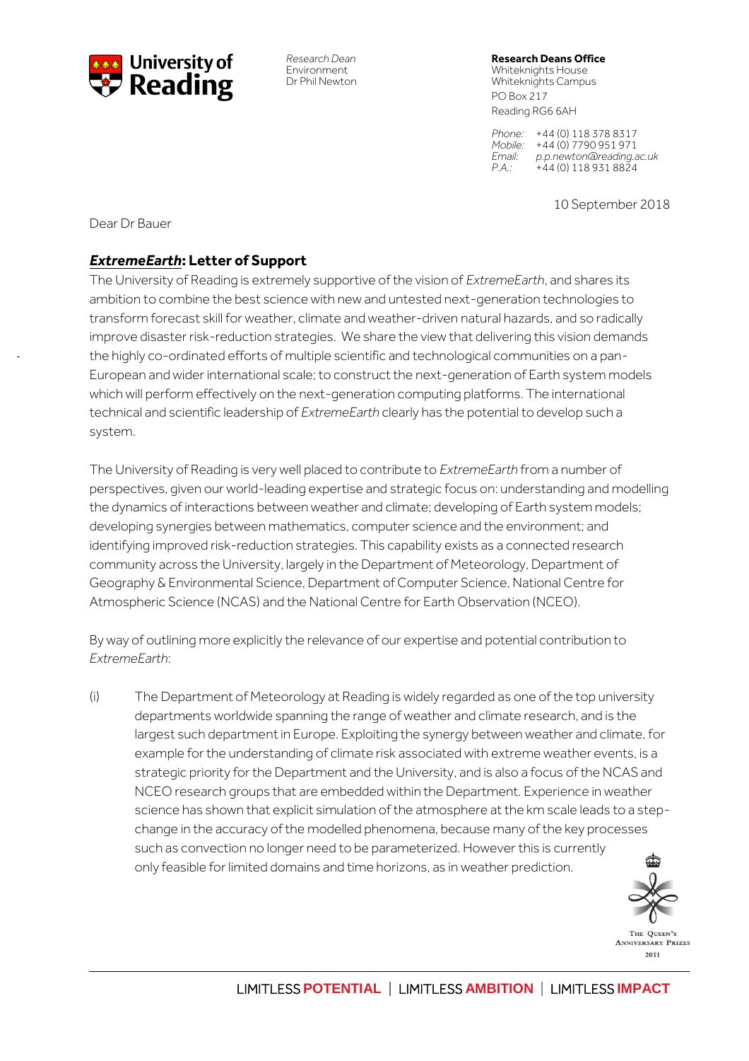Research Dean  
Environment  
Dr Phil Newton

**Research Deans Office**  
Whiteknights House  
Whiteknights Campus  
PO Box 217  
Reading RG6 6AH

*Phone:* +44 (0) 118 378 8317  
*Mobile:* +44 (0) 7790 951 971  
*Email:* *p.p.newton@reading.ac.uk*  
*P.A.:* +44 (0) 118 931 8824

10 September 2018

Dear Dr Bauer

## ***ExtremeEarth*: Letter of Support**

The University of Reading is extremely supportive of the vision of *ExtremeEarth*, and shares its ambition to combine the best science with new and untested next-generation technologies to transform forecast skill for weather, climate and weather-driven natural hazards, and so radically improve disaster risk-reduction strategies. We share the view that delivering this vision demands the highly co-ordinated efforts of multiple scientific and technological communities on a pan-European and wider international scale; to construct the next-generation of Earth system models which will perform effectively on the next-generation computing platforms. The international technical and scientific leadership of *ExtremeEarth* clearly has the potential to develop such a system.

The University of Reading is very well placed to contribute to *ExtremeEarth* from a number of perspectives, given our world-leading expertise and strategic focus on: understanding and modelling the dynamics of interactions between weather and climate; developing of Earth system models; developing synergies between mathematics, computer science and the environment; and identifying improved risk-reduction strategies. This capability exists as a connected research community across the University, largely in the Department of Meteorology, Department of Geography & Environmental Science, Department of Computer Science, National Centre for Atmospheric Science (NCAS) and the National Centre for Earth Observation (NCEO).

By way of outlining more explicitly the relevance of our expertise and potential contribution to *ExtremeEarth*:

(i) The Department of Meteorology at Reading is widely regarded as one of the top university departments worldwide spanning the range of weather and climate research, and is the largest such department in Europe. Exploiting the synergy between weather and climate, for example for the understanding of climate risk associated with extreme weather events, is a strategic priority for the Department and the University, and is also a focus of the NCAS and NCEO research groups that are embedded within the Department. Experience in weather science has shown that explicit simulation of the atmosphere at the km scale leads to a step-change in the accuracy of the modelled phenomena, because many of the key processes such as convection no longer need to be parameterized. However this is currently only feasible for limited domains and time horizons, as in weather prediction.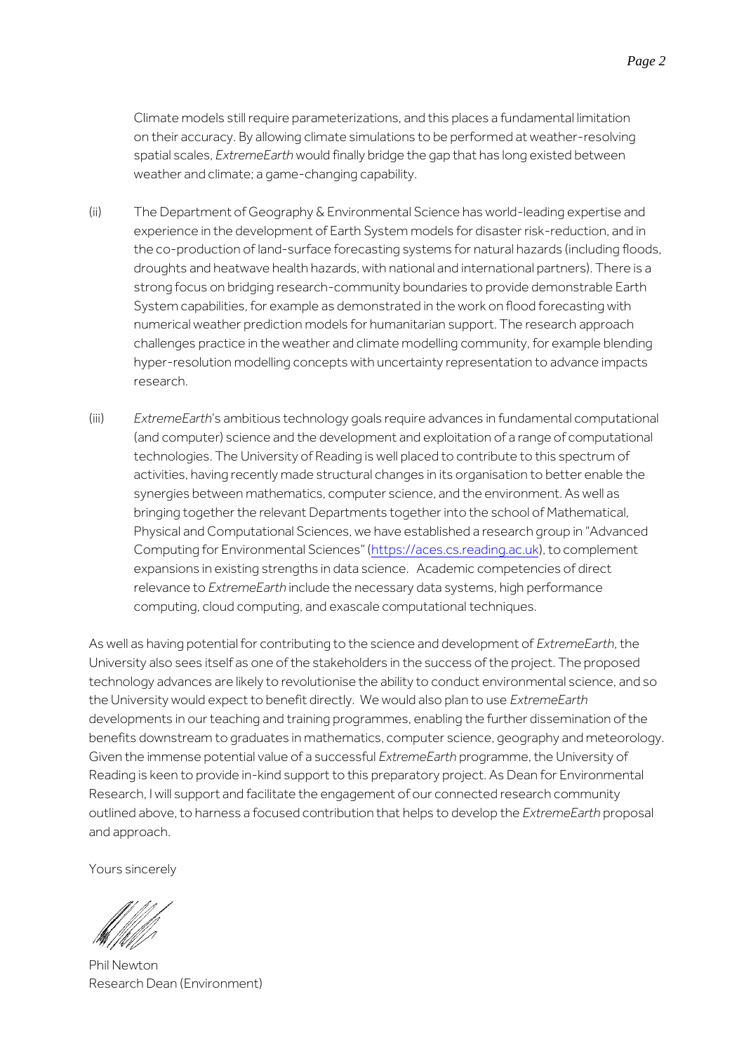Climate models still require parameterizations, and this places a fundamental limitation on their accuracy. By allowing climate simulations to be performed at weather-resolving spatial scales, *ExtremeEarth* would finally bridge the gap that has long existed between weather and climate; a game-changing capability.

(ii) The Department of Geography & Environmental Science has world-leading expertise and experience in the development of Earth System models for disaster risk-reduction, and in the co-production of land-surface forecasting systems for natural hazards (including floods, droughts and heatwave health hazards, with national and international partners). There is a strong focus on bridging research-community boundaries to provide demonstrable Earth System capabilities, for example as demonstrated in the work on flood forecasting with numerical weather prediction models for humanitarian support. The research approach challenges practice in the weather and climate modelling community, for example blending hyper-resolution modelling concepts with uncertainty representation to advance impacts research.

(iii) *ExtremeEarth*'s ambitious technology goals require advances in fundamental computational (and computer) science and the development and exploitation of a range of computational technologies. The University of Reading is well placed to contribute to this spectrum of activities, having recently made structural changes in its organisation to better enable the synergies between mathematics, computer science, and the environment. As well as bringing together the relevant Departments together into the school of Mathematical, Physical and Computational Sciences, we have established a research group in "Advanced Computing for Environmental Sciences" (https://aces.cs.reading.ac.uk), to complement expansions in existing strengths in data science. Academic competencies of direct relevance to *ExtremeEarth* include the necessary data systems, high performance computing, cloud computing, and exascale computational techniques.

As well as having potential for contributing to the science and development of *ExtremeEarth*, the University also sees itself as one of the stakeholders in the success of the project. The proposed technology advances are likely to revolutionise the ability to conduct environmental science, and so the University would expect to benefit directly. We would also plan to use *ExtremeEarth* developments in our teaching and training programmes, enabling the further dissemination of the benefits downstream to graduates in mathematics, computer science, geography and meteorology. Given the immense potential value of a successful *ExtremeEarth* programme, the University of Reading is keen to provide in-kind support to this preparatory project. As Dean for Environmental Research, I will support and facilitate the engagement of our connected research community outlined above, to harness a focused contribution that helps to develop the *ExtremeEarth* proposal and approach.

Yours sincerely

Phil Newton
Research Dean (Environment)